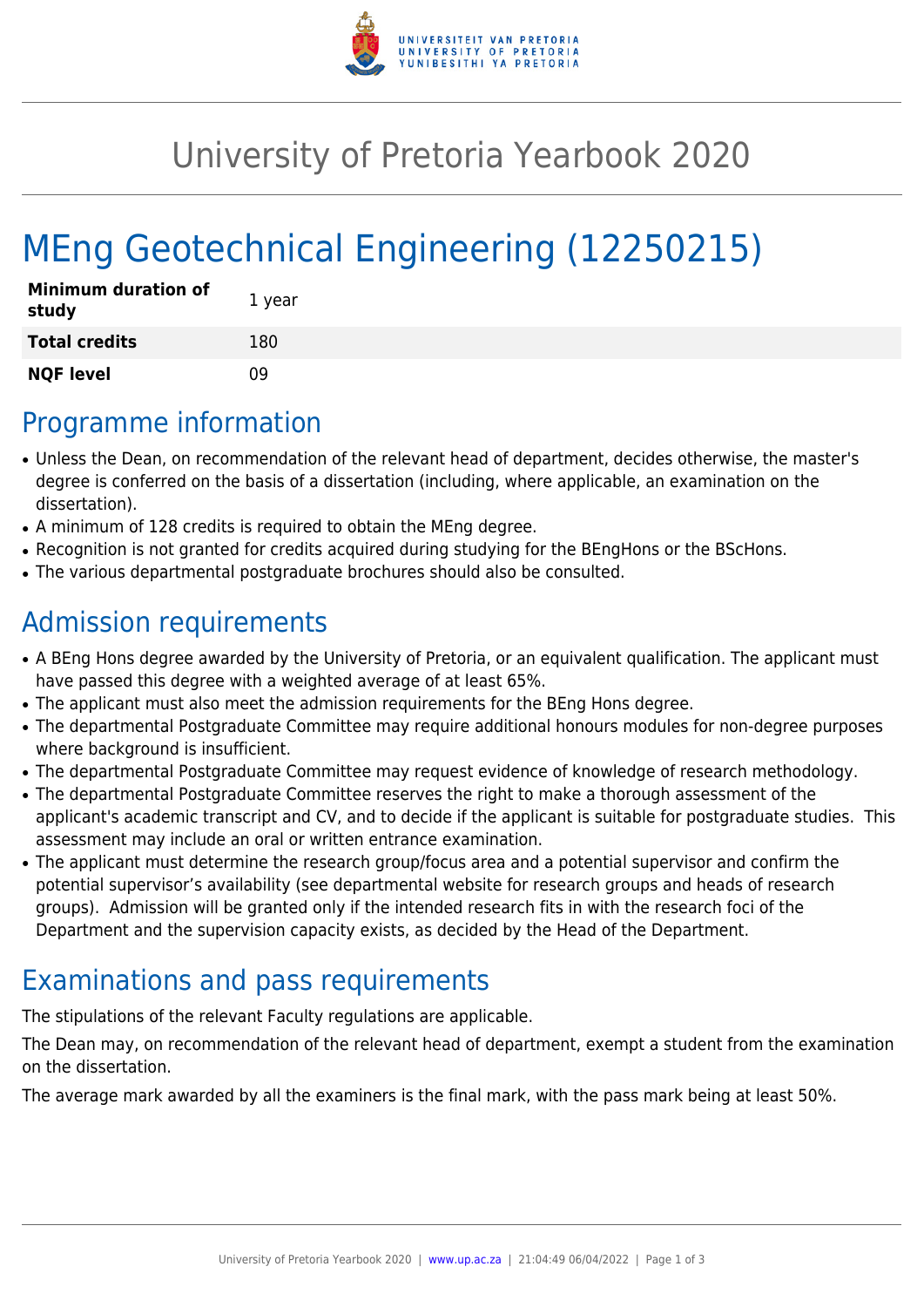# University of Pretoria Yearbook 2020

## MEng Geotechnical Engineering (12250215)

| **Minimum duration of study** | 1 year |
|---|---|
| **Total credits** | 180 |
| **NQF level** | 09 |

## Programme information

- Unless the Dean, on recommendation of the relevant head of department, decides otherwise, the master's degree is conferred on the basis of a dissertation (including, where applicable, an examination on the dissertation).
- A minimum of 128 credits is required to obtain the MEng degree.
- Recognition is not granted for credits acquired during studying for the BEngHons or the BScHons.
- The various departmental postgraduate brochures should also be consulted.

## Admission requirements

- A BEng Hons degree awarded by the University of Pretoria, or an equivalent qualification. The applicant must have passed this degree with a weighted average of at least 65%.
- The applicant must also meet the admission requirements for the BEng Hons degree.
- The departmental Postgraduate Committee may require additional honours modules for non-degree purposes where background is insufficient.
- The departmental Postgraduate Committee may request evidence of knowledge of research methodology.
- The departmental Postgraduate Committee reserves the right to make a thorough assessment of the applicant's academic transcript and CV, and to decide if the applicant is suitable for postgraduate studies. This assessment may include an oral or written entrance examination.
- The applicant must determine the research group/focus area and a potential supervisor and confirm the potential supervisor's availability (see departmental website for research groups and heads of research groups). Admission will be granted only if the intended research fits in with the research foci of the Department and the supervision capacity exists, as decided by the Head of the Department.

## Examinations and pass requirements

The stipulations of the relevant Faculty regulations are applicable.

The Dean may, on recommendation of the relevant head of department, exempt a student from the examination on the dissertation.

The average mark awarded by all the examiners is the final mark, with the pass mark being at least 50%.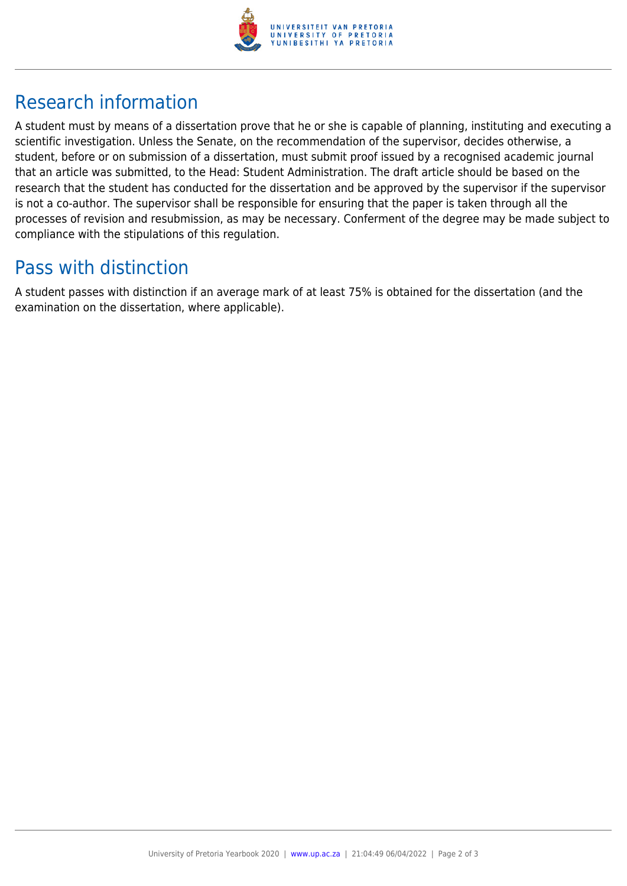## Research information

A student must by means of a dissertation prove that he or she is capable of planning, instituting and executing a scientific investigation. Unless the Senate, on the recommendation of the supervisor, decides otherwise, a student, before or on submission of a dissertation, must submit proof issued by a recognised academic journal that an article was submitted, to the Head: Student Administration. The draft article should be based on the research that the student has conducted for the dissertation and be approved by the supervisor if the supervisor is not a co-author. The supervisor shall be responsible for ensuring that the paper is taken through all the processes of revision and resubmission, as may be necessary. Conferment of the degree may be made subject to compliance with the stipulations of this regulation.

## Pass with distinction

A student passes with distinction if an average mark of at least 75% is obtained for the dissertation (and the examination on the dissertation, where applicable).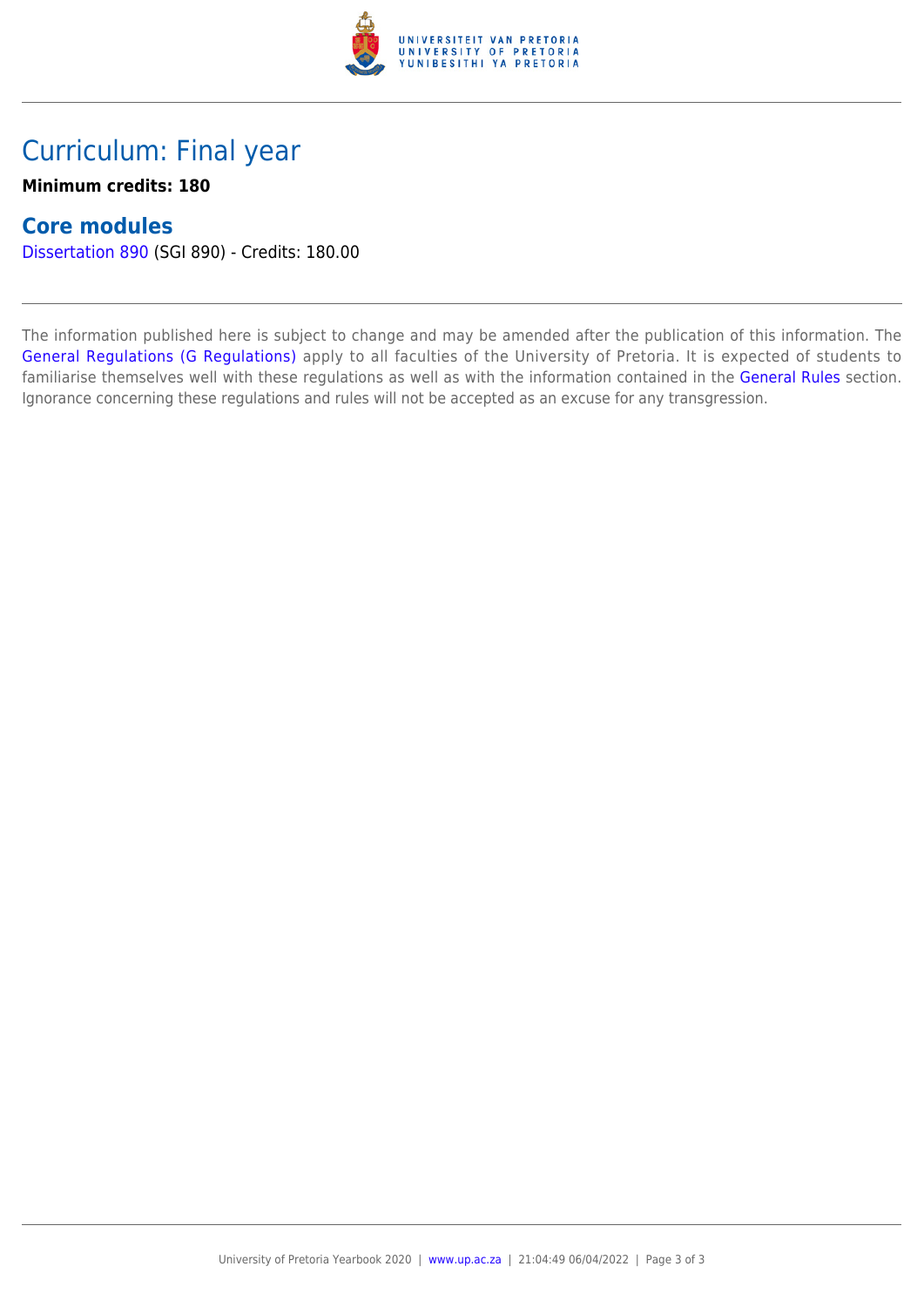## Curriculum: Final year

**Minimum credits: 180**

### Core modules

Dissertation 890 (SGI 890) - Credits: 180.00

The information published here is subject to change and may be amended after the publication of this information. The General Regulations (G Regulations) apply to all faculties of the University of Pretoria. It is expected of students to familiarise themselves well with these regulations as well as with the information contained in the General Rules section. Ignorance concerning these regulations and rules will not be accepted as an excuse for any transgression.